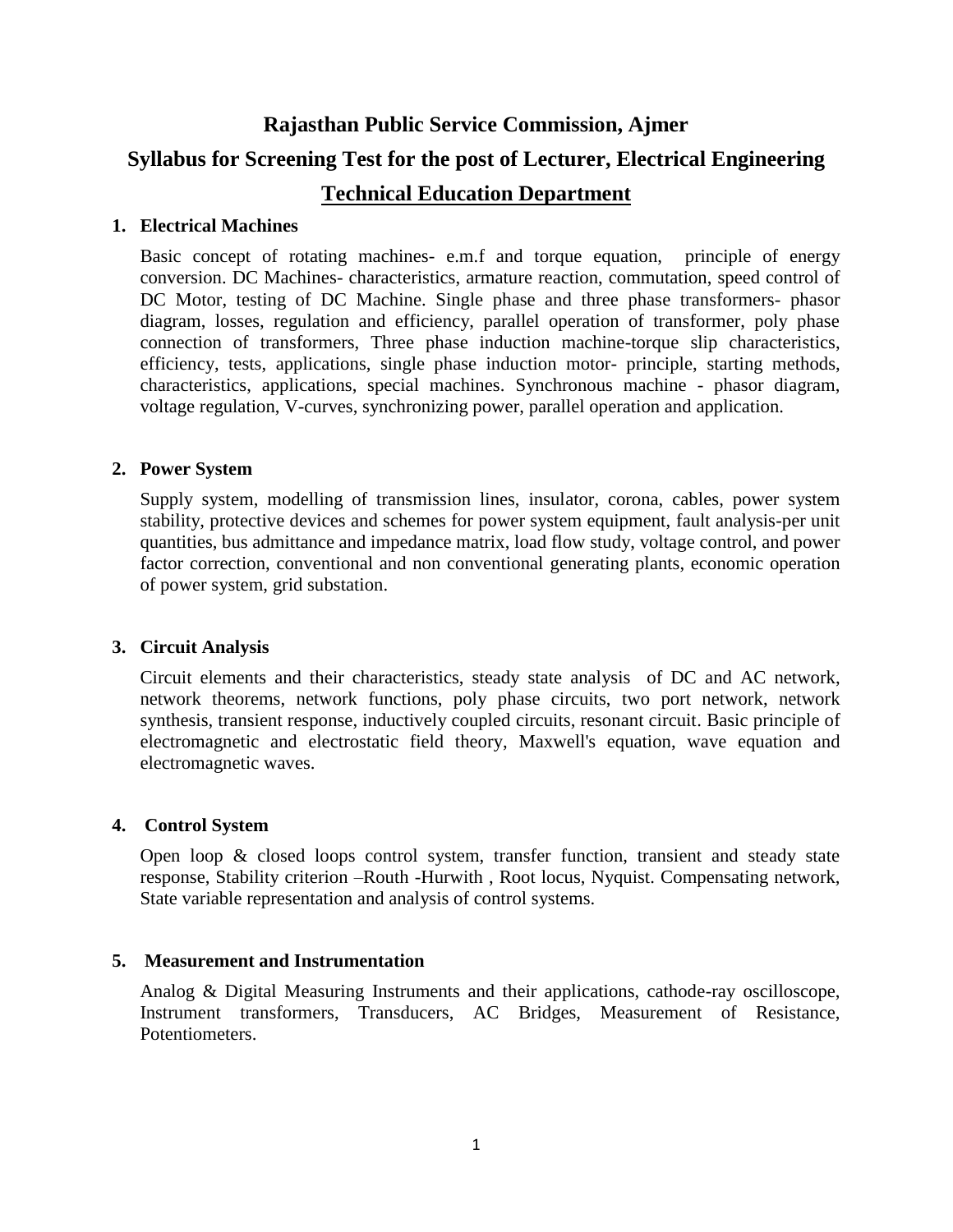# Rajasthan Public Service Commission, Ajmer

## Syllabus for Screening Test for the post of Lecturer, Electrical Engineering

## Technical Education Department

### 1. Electrical Machines

Basic concept of rotating machines- e.m.f and torque equation, principle of energy conversion. DC Machines- characteristics, armature reaction, commutation, speed control of DC Motor, testing of DC Machine. Single phase and three phase transformers- phasor diagram, losses, regulation and efficiency, parallel operation of transformer, poly phase connection of transformers, Three phase induction machine-torque slip characteristics, efficiency, tests, applications, single phase induction motor- principle, starting methods, characteristics, applications, special machines. Synchronous machine - phasor diagram, voltage regulation, V-curves, synchronizing power, parallel operation and application.

### 2. Power System

Supply system, modelling of transmission lines, insulator, corona, cables, power system stability, protective devices and schemes for power system equipment, fault analysis-per unit quantities, bus admittance and impedance matrix, load flow study, voltage control, and power factor correction, conventional and non conventional generating plants, economic operation of power system, grid substation.

### 3. Circuit Analysis

Circuit elements and their characteristics, steady state analysis of DC and AC network, network theorems, network functions, poly phase circuits, two port network, network synthesis, transient response, inductively coupled circuits, resonant circuit. Basic principle of electromagnetic and electrostatic field theory, Maxwell's equation, wave equation and electromagnetic waves.

### 4. Control System

Open loop & closed loops control system, transfer function, transient and steady state response, Stability criterion –Routh -Hurwith , Root locus, Nyquist. Compensating network, State variable representation and analysis of control systems.

### 5. Measurement and Instrumentation

Analog & Digital Measuring Instruments and their applications, cathode-ray oscilloscope, Instrument transformers, Transducers, AC Bridges, Measurement of Resistance, Potentiometers.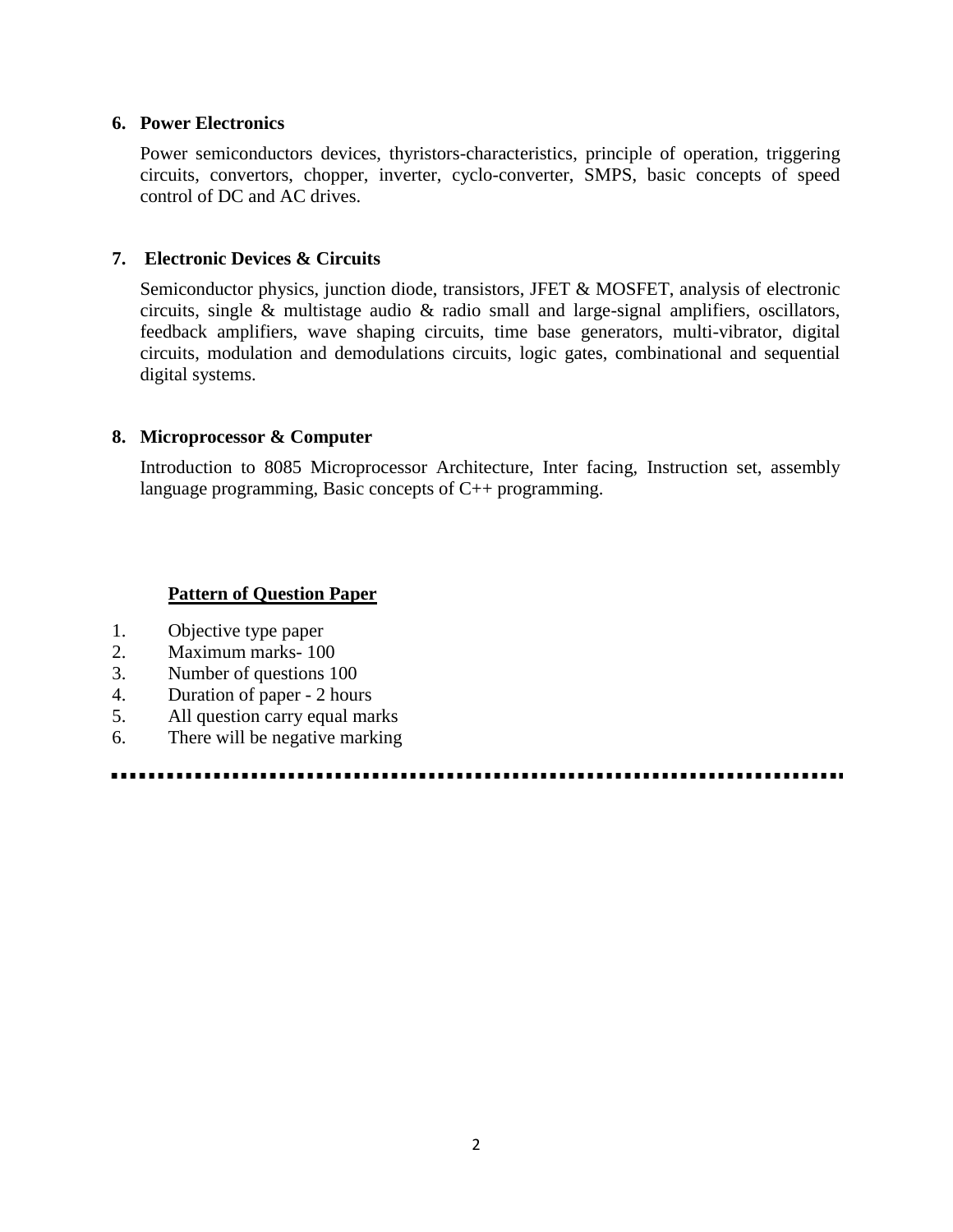**6. Power Electronics**

Power semiconductors devices, thyristors-characteristics, principle of operation, triggering circuits, convertors, chopper, inverter, cyclo-converter, SMPS, basic concepts of speed control of DC and AC drives.

**7. Electronic Devices & Circuits**

Semiconductor physics, junction diode, transistors, JFET & MOSFET, analysis of electronic circuits, single & multistage audio & radio small and large-signal amplifiers, oscillators, feedback amplifiers, wave shaping circuits, time base generators, multi-vibrator, digital circuits, modulation and demodulations circuits, logic gates, combinational and sequential digital systems.

**8. Microprocessor & Computer**

Introduction to 8085 Microprocessor Architecture, Inter facing, Instruction set, assembly language programming, Basic concepts of C++ programming.

**<u>Pattern of Question Paper</u>**

1. Objective type paper
2. Maximum marks- 100
3. Number of questions 100
4. Duration of paper - 2 hours
5. All question carry equal marks
6. There will be negative marking